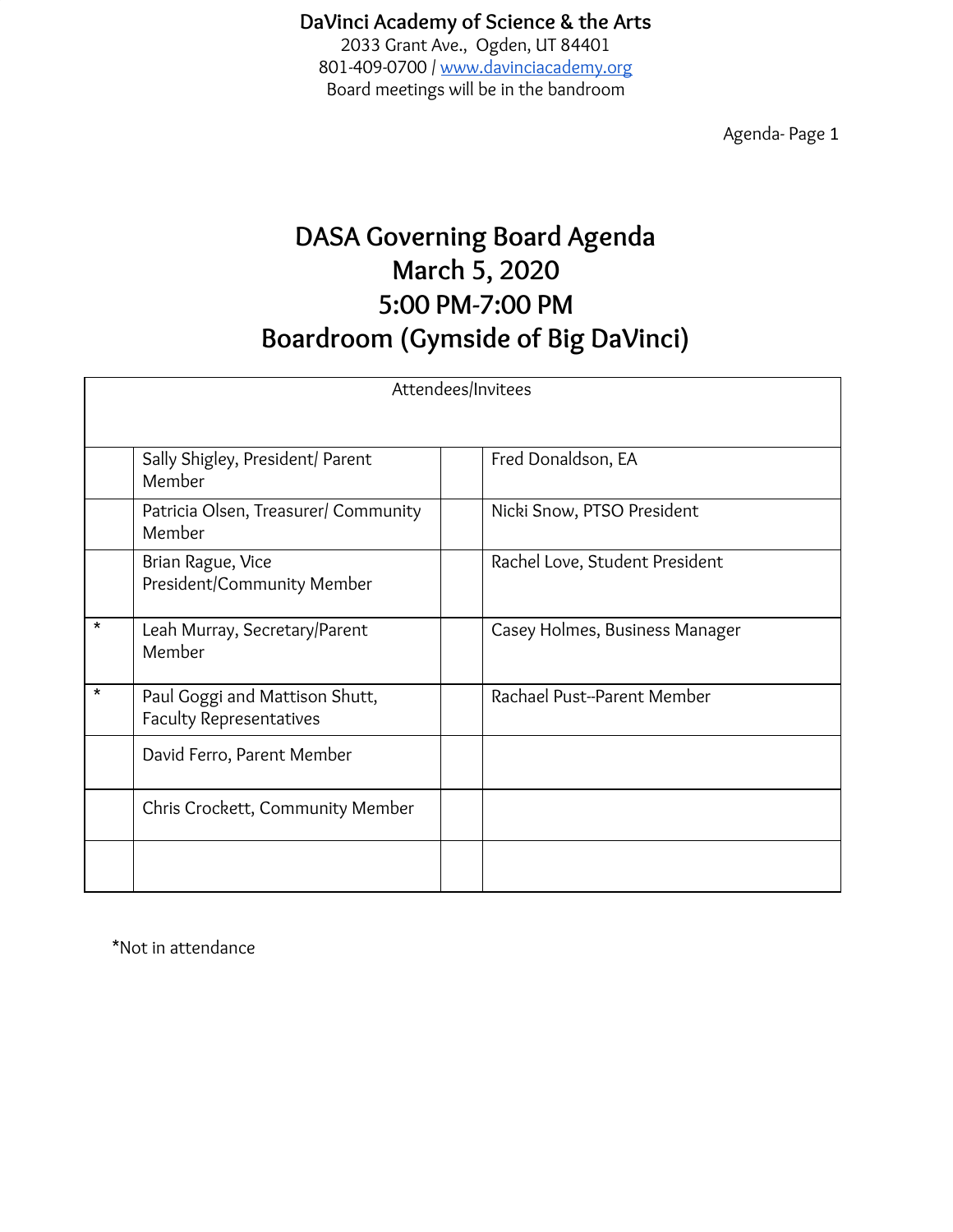DaVinci Academy of Science & the Arts
2033 Grant Ave., Ogden, UT 84401
801-409-0700 | www.davinciacademy.org
Board meetings will be in the bandroom

Agenda- Page 1

# DASA Governing Board Agenda
# March 5, 2020
# 5:00 PM-7:00 PM
# Boardroom (Gymside of Big DaVinci)

| Attendees/Invitees | | | |
|---|---|---|---|
| | Sally Shigley, President/ Parent Member | | Fred Donaldson, EA |
| | Patricia Olsen, Treasurer/ Community Member | | Nicki Snow, PTSO President |
| | Brian Rague, Vice President/Community Member | | Rachel Love, Student President |
| * | Leah Murray, Secretary/Parent Member | | Casey Holmes, Business Manager |
| * | Paul Goggi and Mattison Shutt, Faculty Representatives | | Rachael Pust--Parent Member |
| | David Ferro, Parent Member | | |
| | Chris Crockett, Community Member | | |
| | | | |

*Not in attendance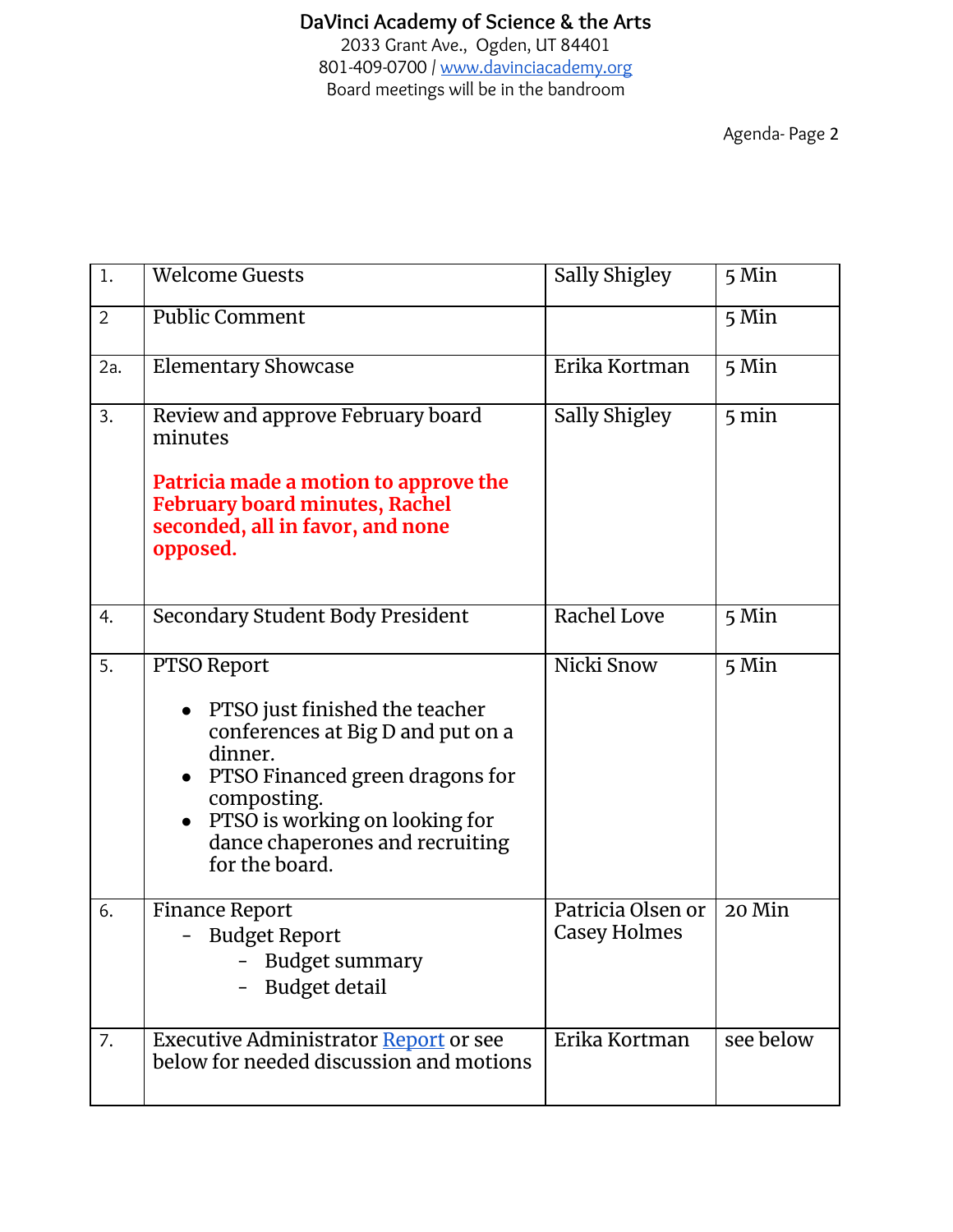# DaVinci Academy of Science & the Arts

2033 Grant Ave., Ogden, UT 84401
801-409-0700 | www.davinciacademy.org
Board meetings will be in the bandroom

Agenda- Page 2

| | | | |
|---|---|---|---|
| 1. | Welcome Guests | Sally Shigley | 5 Min |
| 2 | Public Comment | | 5 Min |
| 2a. | Elementary Showcase | Erika Kortman | 5 Min |
| 3. | Review and approve February board minutes<br><br>**Patricia made a motion to approve the February board minutes, Rachel seconded, all in favor, and none opposed.** | Sally Shigley | 5 min |
| 4. | Secondary Student Body President | Rachel Love | 5 Min |
| 5. | PTSO Report<br>• PTSO just finished the teacher conferences at Big D and put on a dinner.<br>• PTSO Financed green dragons for composting.<br>• PTSO is working on looking for dance chaperones and recruiting for the board. | Nicki Snow | 5 Min |
| 6. | Finance Report<br>- Budget Report<br>  - Budget summary<br>  - Budget detail | Patricia Olsen or Casey Holmes | 20 Min |
| 7. | Executive Administrator Report or see below for needed discussion and motions | Erika Kortman | see below |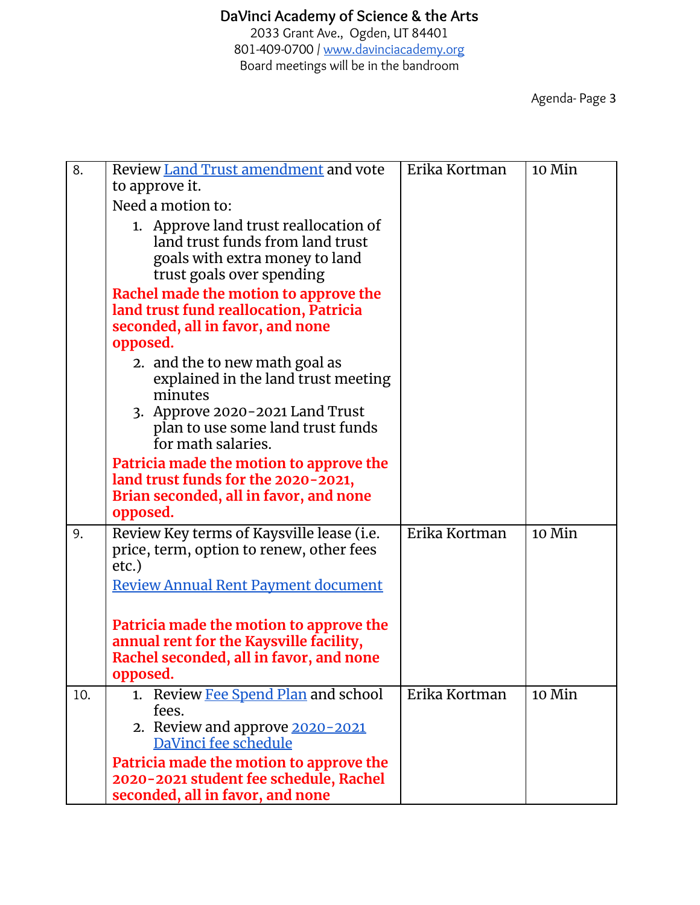| | | | |
|---|---|---|---|
| 8. | Review Land Trust amendment and vote to approve it.<br>Need a motion to:<br>1. Approve land trust reallocation of land trust funds from land trust goals with extra money to land trust goals over spending<br>**Rachel made the motion to approve the land trust fund reallocation, Patricia seconded, all in favor, and none opposed.**<br>2. and the to new math goal as explained in the land trust meeting minutes<br>3. Approve 2020-2021 Land Trust plan to use some land trust funds for math salaries.<br>**Patricia made the motion to approve the land trust funds for the 2020-2021, Brian seconded, all in favor, and none opposed.** | Erika Kortman | 10 Min |
| 9. | Review Key terms of Kaysville lease (i.e. price, term, option to renew, other fees etc.)<br>Review Annual Rent Payment document<br>**Patricia made the motion to approve the annual rent for the Kaysville facility, Rachel seconded, all in favor, and none opposed.** | Erika Kortman | 10 Min |
| 10. | 1. Review Fee Spend Plan and school fees.<br>2. Review and approve 2020-2021 DaVinci fee schedule<br>**Patricia made the motion to approve the 2020-2021 student fee schedule, Rachel seconded, all in favor, and none** | Erika Kortman | 10 Min |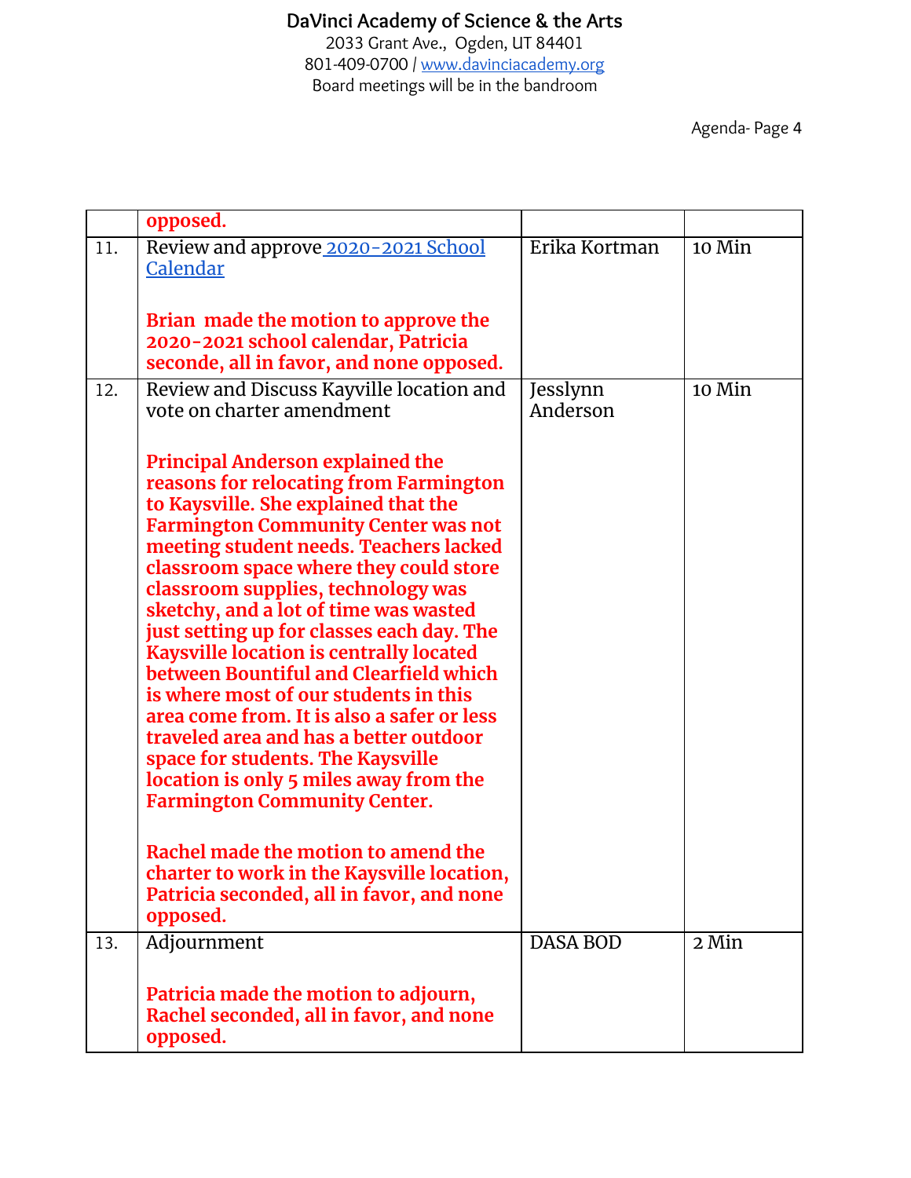DaVinci Academy of Science & the Arts
2033 Grant Ave., Ogden, UT 84401
801-409-0700 / www.davinciacademy.org
Board meetings will be in the bandroom

Agenda- Page 4

| | | | |
|---|---|---|---|
| | **opposed.** | | |
| 11. | Review and approve [2020-2021 School Calendar](#)<br><br>**Brian made the motion to approve the 2020-2021 school calendar, Patricia seconde, all in favor, and none opposed.** | Erika Kortman | 10 Min |
| 12. | Review and Discuss Kayville location and vote on charter amendment<br><br>**Principal Anderson explained the reasons for relocating from Farmington to Kaysville. She explained that the Farmington Community Center was not meeting student needs. Teachers lacked classroom space where they could store classroom supplies, technology was sketchy, and a lot of time was wasted just setting up for classes each day. The Kaysville location is centrally located between Bountiful and Clearfield which is where most of our students in this area come from. It is also a safer or less traveled area and has a better outdoor space for students. The Kaysville location is only 5 miles away from the Farmington Community Center.**<br><br>**Rachel made the motion to amend the charter to work in the Kaysville location, Patricia seconded, all in favor, and none opposed.** | Jesslynn Anderson | 10 Min |
| 13. | Adjournment<br><br>**Patricia made the motion to adjourn, Rachel seconded, all in favor, and none opposed.** | DASA BOD | 2 Min |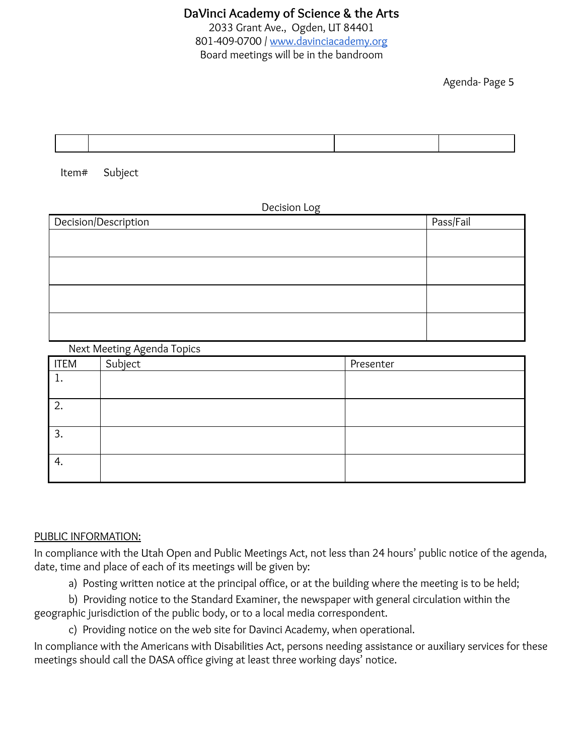**DaVinci Academy of Science & the Arts**

2033 Grant Ave., Ogden, UT 84401

801-409-0700 / www.davinciacademy.org

Board meetings will be in the bandroom

Agenda- Page 5

| | | | |
|---|---|---|---|

Item# Subject

Decision Log

| Decision/Description | Pass/Fail |
|---|---|
| | |
| | |
| | |
| | |

Next Meeting Agenda Topics

| ITEM | Subject | Presenter |
|---|---|---|
| 1. | | |
| 2. | | |
| 3. | | |
| 4. | | |

PUBLIC INFORMATION:

In compliance with the Utah Open and Public Meetings Act, not less than 24 hours' public notice of the agenda, date, time and place of each of its meetings will be given by:

a) Posting written notice at the principal office, or at the building where the meeting is to be held;

b) Providing notice to the Standard Examiner, the newspaper with general circulation within the geographic jurisdiction of the public body, or to a local media correspondent.

c) Providing notice on the web site for Davinci Academy, when operational.

In compliance with the Americans with Disabilities Act, persons needing assistance or auxiliary services for these meetings should call the DASA office giving at least three working days' notice.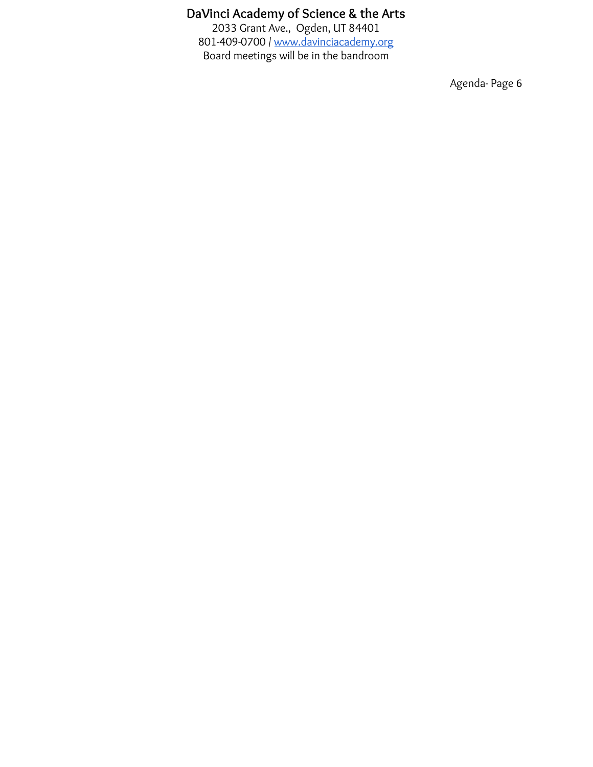**DaVinci Academy of Science & the Arts**
2033 Grant Ave., Ogden, UT 84401
801-409-0700 | www.davinciacademy.org
Board meetings will be in the bandroom